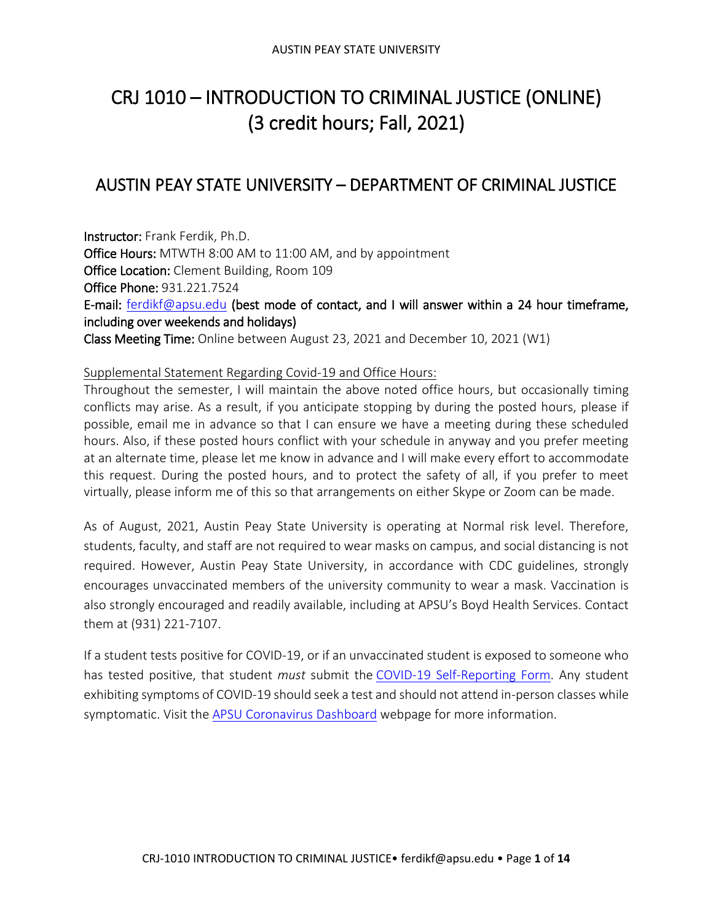# CRJ 1010 – INTRODUCTION TO CRIMINAL JUSTICE (ONLINE) (3 credit hours; Fall, 2021)

## AUSTIN PEAY STATE UNIVERSITY – DEPARTMENT OF CRIMINAL JUSTICE

**Instructor:** Frank Ferdik, Ph.D.
**Office Hours:** MTWTH 8:00 AM to 11:00 AM, and by appointment
**Office Location:** Clement Building, Room 109
**Office Phone:** 931.221.7524
**E-mail:** ferdikf@apsu.edu **(best mode of contact, and I will answer within a 24 hour timeframe, including over weekends and holidays)**
**Class Meeting Time:** Online between August 23, 2021 and December 10, 2021 (W1)

Supplemental Statement Regarding Covid-19 and Office Hours:
Throughout the semester, I will maintain the above noted office hours, but occasionally timing conflicts may arise. As a result, if you anticipate stopping by during the posted hours, please if possible, email me in advance so that I can ensure we have a meeting during these scheduled hours. Also, if these posted hours conflict with your schedule in anyway and you prefer meeting at an alternate time, please let me know in advance and I will make every effort to accommodate this request. During the posted hours, and to protect the safety of all, if you prefer to meet virtually, please inform me of this so that arrangements on either Skype or Zoom can be made.

As of August, 2021, Austin Peay State University is operating at Normal risk level. Therefore, students, faculty, and staff are not required to wear masks on campus, and social distancing is not required. However, Austin Peay State University, in accordance with CDC guidelines, strongly encourages unvaccinated members of the university community to wear a mask. Vaccination is also strongly encouraged and readily available, including at APSU's Boyd Health Services. Contact them at (931) 221-7107.

If a student tests positive for COVID-19, or if an unvaccinated student is exposed to someone who has tested positive, that student *must* submit the COVID-19 Self-Reporting Form. Any student exhibiting symptoms of COVID-19 should seek a test and should not attend in-person classes while symptomatic. Visit the APSU Coronavirus Dashboard webpage for more information.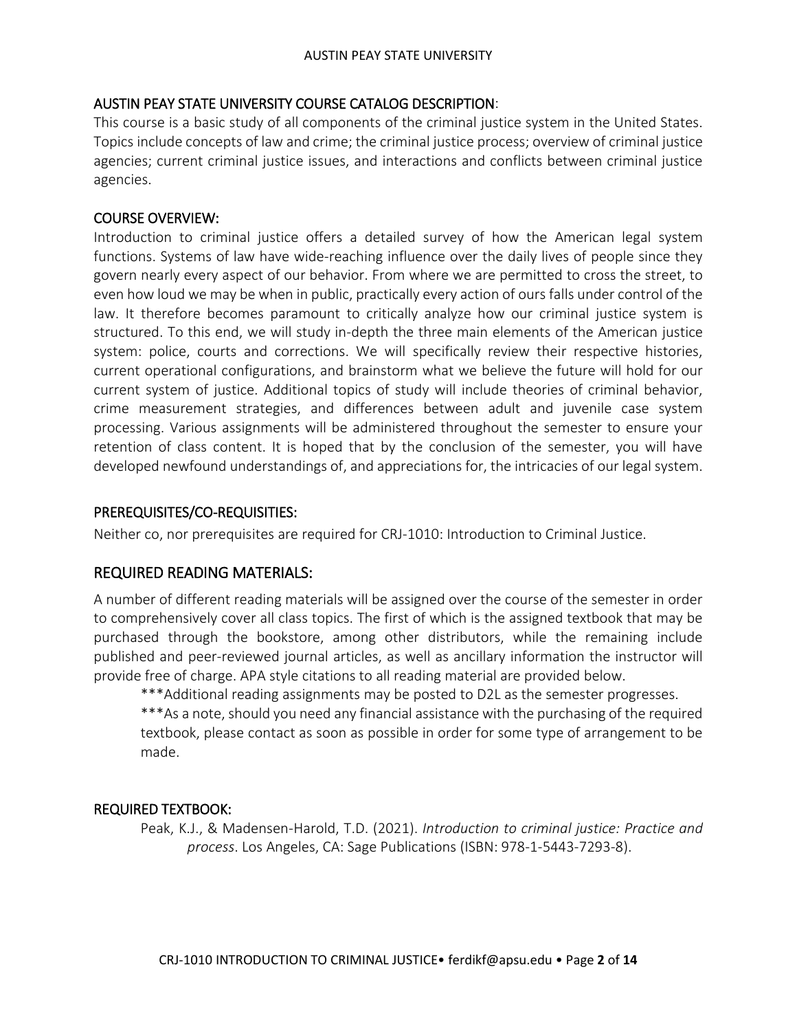## AUSTIN PEAY STATE UNIVERSITY COURSE CATALOG DESCRIPTION:

This course is a basic study of all components of the criminal justice system in the United States. Topics include concepts of law and crime; the criminal justice process; overview of criminal justice agencies; current criminal justice issues, and interactions and conflicts between criminal justice agencies.

## COURSE OVERVIEW:

Introduction to criminal justice offers a detailed survey of how the American legal system functions. Systems of law have wide-reaching influence over the daily lives of people since they govern nearly every aspect of our behavior. From where we are permitted to cross the street, to even how loud we may be when in public, practically every action of ours falls under control of the law. It therefore becomes paramount to critically analyze how our criminal justice system is structured. To this end, we will study in-depth the three main elements of the American justice system: police, courts and corrections. We will specifically review their respective histories, current operational configurations, and brainstorm what we believe the future will hold for our current system of justice. Additional topics of study will include theories of criminal behavior, crime measurement strategies, and differences between adult and juvenile case system processing. Various assignments will be administered throughout the semester to ensure your retention of class content. It is hoped that by the conclusion of the semester, you will have developed newfound understandings of, and appreciations for, the intricacies of our legal system.

## PREREQUISITES/CO-REQUISITIES:

Neither co, nor prerequisites are required for CRJ-1010: Introduction to Criminal Justice.

## REQUIRED READING MATERIALS:

A number of different reading materials will be assigned over the course of the semester in order to comprehensively cover all class topics. The first of which is the assigned textbook that may be purchased through the bookstore, among other distributors, while the remaining include published and peer-reviewed journal articles, as well as ancillary information the instructor will provide free of charge. APA style citations to all reading material are provided below.

***Additional reading assignments may be posted to D2L as the semester progresses.

***As a note, should you need any financial assistance with the purchasing of the required textbook, please contact as soon as possible in order for some type of arrangement to be made.

## REQUIRED TEXTBOOK:

Peak, K.J., & Madensen-Harold, T.D. (2021). *Introduction to criminal justice: Practice and process*. Los Angeles, CA: Sage Publications (ISBN: 978-1-5443-7293-8).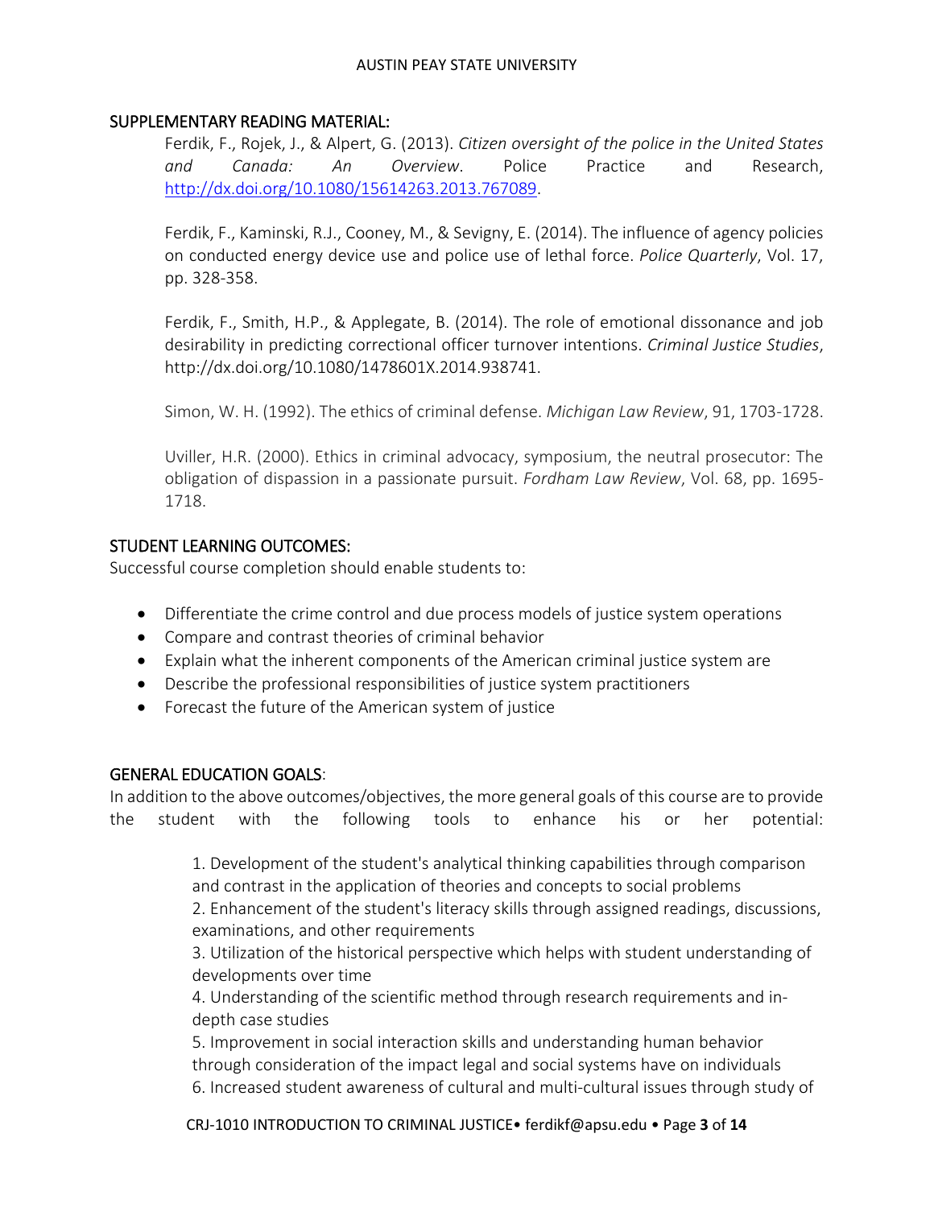## SUPPLEMENTARY READING MATERIAL:

Ferdik, F., Rojek, J., & Alpert, G. (2013). *Citizen oversight of the police in the United States and Canada: An Overview*. Police Practice and Research, http://dx.doi.org/10.1080/15614263.2013.767089.

Ferdik, F., Kaminski, R.J., Cooney, M., & Sevigny, E. (2014). The influence of agency policies on conducted energy device use and police use of lethal force. *Police Quarterly*, Vol. 17, pp. 328-358.

Ferdik, F., Smith, H.P., & Applegate, B. (2014). The role of emotional dissonance and job desirability in predicting correctional officer turnover intentions. *Criminal Justice Studies*, http://dx.doi.org/10.1080/1478601X.2014.938741.

Simon, W. H. (1992). The ethics of criminal defense. *Michigan Law Review*, 91, 1703-1728.

Uviller, H.R. (2000). Ethics in criminal advocacy, symposium, the neutral prosecutor: The obligation of dispassion in a passionate pursuit. *Fordham Law Review*, Vol. 68, pp. 1695-1718.

## STUDENT LEARNING OUTCOMES:

Successful course completion should enable students to:

- Differentiate the crime control and due process models of justice system operations
- Compare and contrast theories of criminal behavior
- Explain what the inherent components of the American criminal justice system are
- Describe the professional responsibilities of justice system practitioners
- Forecast the future of the American system of justice

## GENERAL EDUCATION GOALS:

In addition to the above outcomes/objectives, the more general goals of this course are to provide the student with the following tools to enhance his or her potential:

1. Development of the student's analytical thinking capabilities through comparison and contrast in the application of theories and concepts to social problems
2. Enhancement of the student's literacy skills through assigned readings, discussions, examinations, and other requirements
3. Utilization of the historical perspective which helps with student understanding of developments over time
4. Understanding of the scientific method through research requirements and in-depth case studies
5. Improvement in social interaction skills and understanding human behavior through consideration of the impact legal and social systems have on individuals
6. Increased student awareness of cultural and multi-cultural issues through study of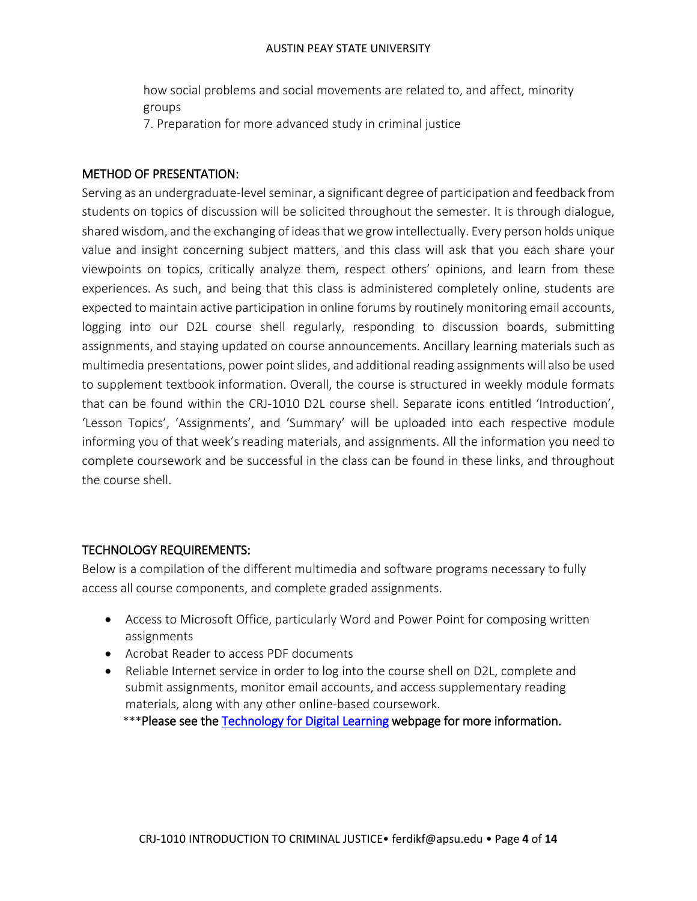how social problems and social movements are related to, and affect, minority groups

7. Preparation for more advanced study in criminal justice

## METHOD OF PRESENTATION:

Serving as an undergraduate-level seminar, a significant degree of participation and feedback from students on topics of discussion will be solicited throughout the semester. It is through dialogue, shared wisdom, and the exchanging of ideas that we grow intellectually. Every person holds unique value and insight concerning subject matters, and this class will ask that you each share your viewpoints on topics, critically analyze them, respect others' opinions, and learn from these experiences. As such, and being that this class is administered completely online, students are expected to maintain active participation in online forums by routinely monitoring email accounts, logging into our D2L course shell regularly, responding to discussion boards, submitting assignments, and staying updated on course announcements. Ancillary learning materials such as multimedia presentations, power point slides, and additional reading assignments will also be used to supplement textbook information. Overall, the course is structured in weekly module formats that can be found within the CRJ-1010 D2L course shell. Separate icons entitled 'Introduction', 'Lesson Topics', 'Assignments', and 'Summary' will be uploaded into each respective module informing you of that week's reading materials, and assignments. All the information you need to complete coursework and be successful in the class can be found in these links, and throughout the course shell.

## TECHNOLOGY REQUIREMENTS:

Below is a compilation of the different multimedia and software programs necessary to fully access all course components, and complete graded assignments.

- Access to Microsoft Office, particularly Word and Power Point for composing written assignments
- Acrobat Reader to access PDF documents
- Reliable Internet service in order to log into the course shell on D2L, complete and submit assignments, monitor email accounts, and access supplementary reading materials, along with any other online-based coursework.

***Please see the Technology for Digital Learning webpage for more information.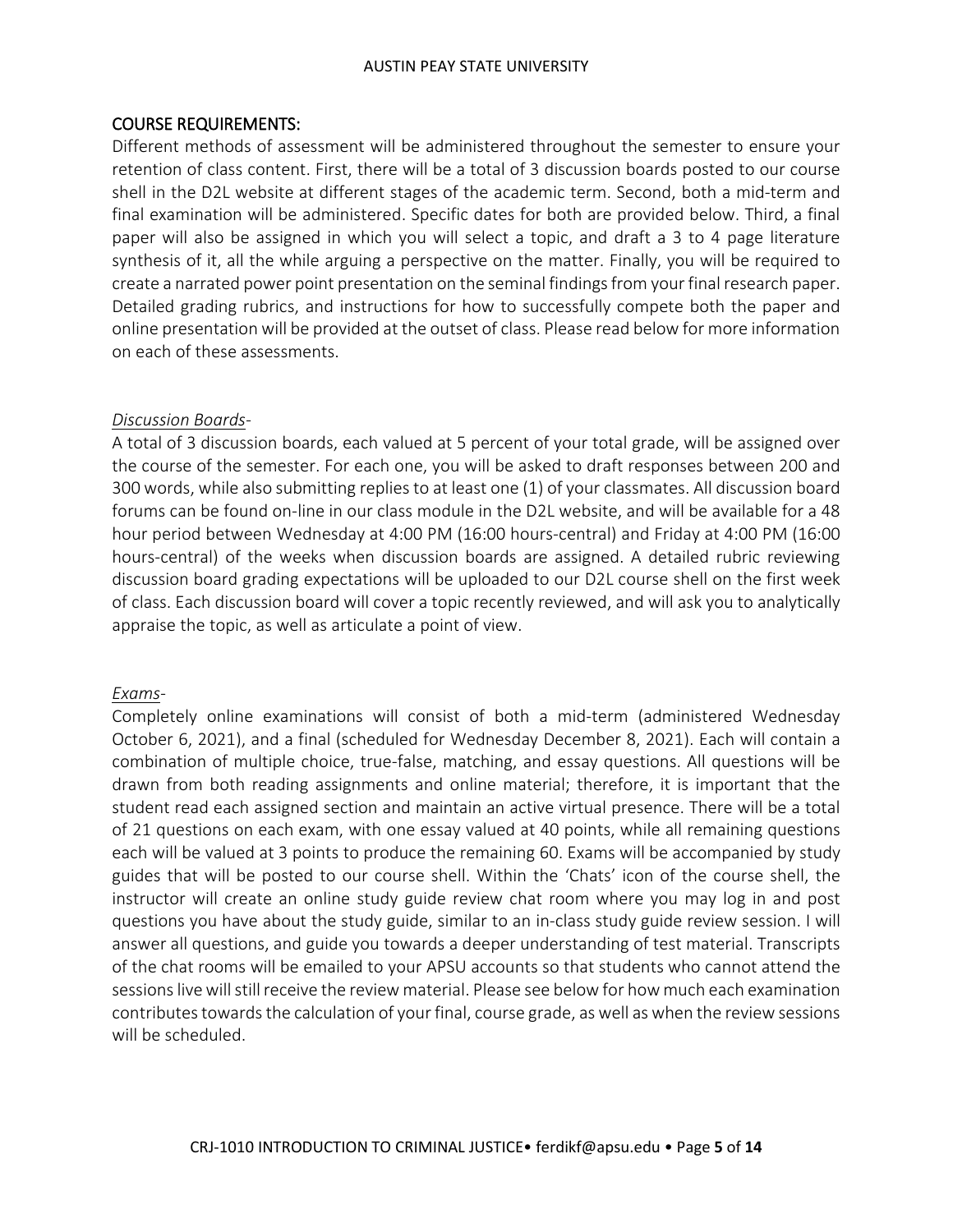## COURSE REQUIREMENTS:

Different methods of assessment will be administered throughout the semester to ensure your retention of class content. First, there will be a total of 3 discussion boards posted to our course shell in the D2L website at different stages of the academic term. Second, both a mid-term and final examination will be administered. Specific dates for both are provided below. Third, a final paper will also be assigned in which you will select a topic, and draft a 3 to 4 page literature synthesis of it, all the while arguing a perspective on the matter. Finally, you will be required to create a narrated power point presentation on the seminal findings from your final research paper. Detailed grading rubrics, and instructions for how to successfully compete both the paper and online presentation will be provided at the outset of class. Please read below for more information on each of these assessments.

*Discussion Boards*-

A total of 3 discussion boards, each valued at 5 percent of your total grade, will be assigned over the course of the semester. For each one, you will be asked to draft responses between 200 and 300 words, while also submitting replies to at least one (1) of your classmates. All discussion board forums can be found on-line in our class module in the D2L website, and will be available for a 48 hour period between Wednesday at 4:00 PM (16:00 hours-central) and Friday at 4:00 PM (16:00 hours-central) of the weeks when discussion boards are assigned. A detailed rubric reviewing discussion board grading expectations will be uploaded to our D2L course shell on the first week of class. Each discussion board will cover a topic recently reviewed, and will ask you to analytically appraise the topic, as well as articulate a point of view.

*Exams*-

Completely online examinations will consist of both a mid-term (administered Wednesday October 6, 2021), and a final (scheduled for Wednesday December 8, 2021). Each will contain a combination of multiple choice, true-false, matching, and essay questions. All questions will be drawn from both reading assignments and online material; therefore, it is important that the student read each assigned section and maintain an active virtual presence. There will be a total of 21 questions on each exam, with one essay valued at 40 points, while all remaining questions each will be valued at 3 points to produce the remaining 60. Exams will be accompanied by study guides that will be posted to our course shell. Within the 'Chats' icon of the course shell, the instructor will create an online study guide review chat room where you may log in and post questions you have about the study guide, similar to an in-class study guide review session. I will answer all questions, and guide you towards a deeper understanding of test material. Transcripts of the chat rooms will be emailed to your APSU accounts so that students who cannot attend the sessions live will still receive the review material. Please see below for how much each examination contributes towards the calculation of your final, course grade, as well as when the review sessions will be scheduled.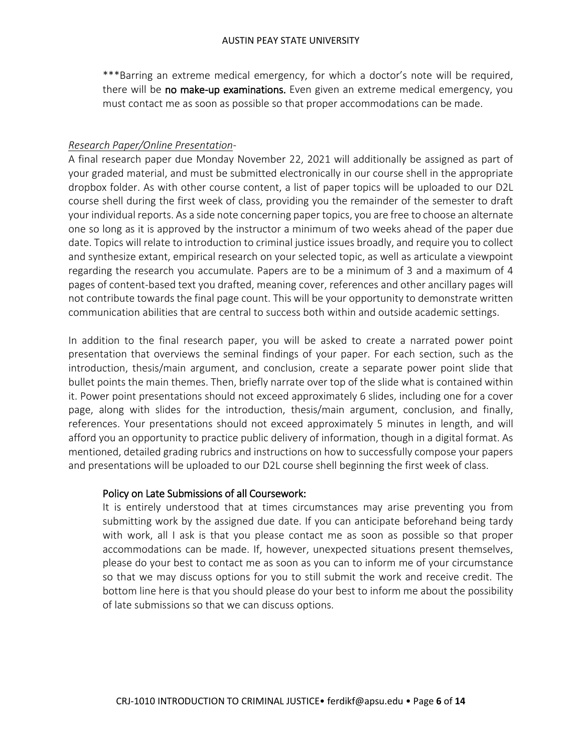***Barring an extreme medical emergency, for which a doctor's note will be required, there will be **no make-up examinations.** Even given an extreme medical emergency, you must contact me as soon as possible so that proper accommodations can be made.

*Research Paper/Online Presentation*-

A final research paper due Monday November 22, 2021 will additionally be assigned as part of your graded material, and must be submitted electronically in our course shell in the appropriate dropbox folder. As with other course content, a list of paper topics will be uploaded to our D2L course shell during the first week of class, providing you the remainder of the semester to draft your individual reports. As a side note concerning paper topics, you are free to choose an alternate one so long as it is approved by the instructor a minimum of two weeks ahead of the paper due date. Topics will relate to introduction to criminal justice issues broadly, and require you to collect and synthesize extant, empirical research on your selected topic, as well as articulate a viewpoint regarding the research you accumulate. Papers are to be a minimum of 3 and a maximum of 4 pages of content-based text you drafted, meaning cover, references and other ancillary pages will not contribute towards the final page count. This will be your opportunity to demonstrate written communication abilities that are central to success both within and outside academic settings.

In addition to the final research paper, you will be asked to create a narrated power point presentation that overviews the seminal findings of your paper. For each section, such as the introduction, thesis/main argument, and conclusion, create a separate power point slide that bullet points the main themes. Then, briefly narrate over top of the slide what is contained within it. Power point presentations should not exceed approximately 6 slides, including one for a cover page, along with slides for the introduction, thesis/main argument, conclusion, and finally, references. Your presentations should not exceed approximately 5 minutes in length, and will afford you an opportunity to practice public delivery of information, though in a digital format. As mentioned, detailed grading rubrics and instructions on how to successfully compose your papers and presentations will be uploaded to our D2L course shell beginning the first week of class.

**Policy on Late Submissions of all Coursework:**

It is entirely understood that at times circumstances may arise preventing you from submitting work by the assigned due date. If you can anticipate beforehand being tardy with work, all I ask is that you please contact me as soon as possible so that proper accommodations can be made. If, however, unexpected situations present themselves, please do your best to contact me as soon as you can to inform me of your circumstance so that we may discuss options for you to still submit the work and receive credit. The bottom line here is that you should please do your best to inform me about the possibility of late submissions so that we can discuss options.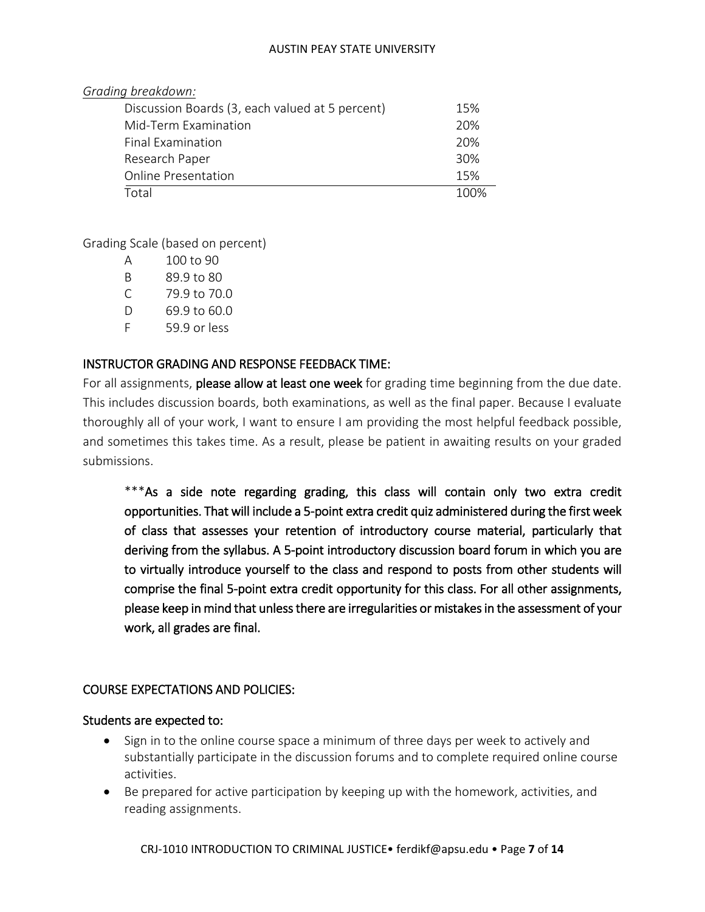*Grading breakdown:*

| Item | Weight |
| --- | --- |
| Discussion Boards (3, each valued at 5 percent) | 15% |
| Mid-Term Examination | 20% |
| Final Examination | 20% |
| Research Paper | 30% |
| Online Presentation | 15% |
| Total | 100% |

Grading Scale (based on percent)

| Grade | Percent |
| --- | --- |
| A | 100 to 90 |
| B | 89.9 to 80 |
| C | 79.9 to 70.0 |
| D | 69.9 to 60.0 |
| F | 59.9 or less |

## INSTRUCTOR GRADING AND RESPONSE FEEDBACK TIME:

For all assignments, **please allow at least one week** for grading time beginning from the due date. This includes discussion boards, both examinations, as well as the final paper. Because I evaluate thoroughly all of your work, I want to ensure I am providing the most helpful feedback possible, and sometimes this takes time. As a result, please be patient in awaiting results on your graded submissions.

> ***As a side note regarding grading, this class will contain only two extra credit opportunities. That will include a 5-point extra credit quiz administered during the first week of class that assesses your retention of introductory course material, particularly that deriving from the syllabus. A 5-point introductory discussion board forum in which you are to virtually introduce yourself to the class and respond to posts from other students will comprise the final 5-point extra credit opportunity for this class. For all other assignments, please keep in mind that unless there are irregularities or mistakes in the assessment of your work, all grades are final.

## COURSE EXPECTATIONS AND POLICIES:

### Students are expected to:

- Sign in to the online course space a minimum of three days per week to actively and substantially participate in the discussion forums and to complete required online course activities.
- Be prepared for active participation by keeping up with the homework, activities, and reading assignments.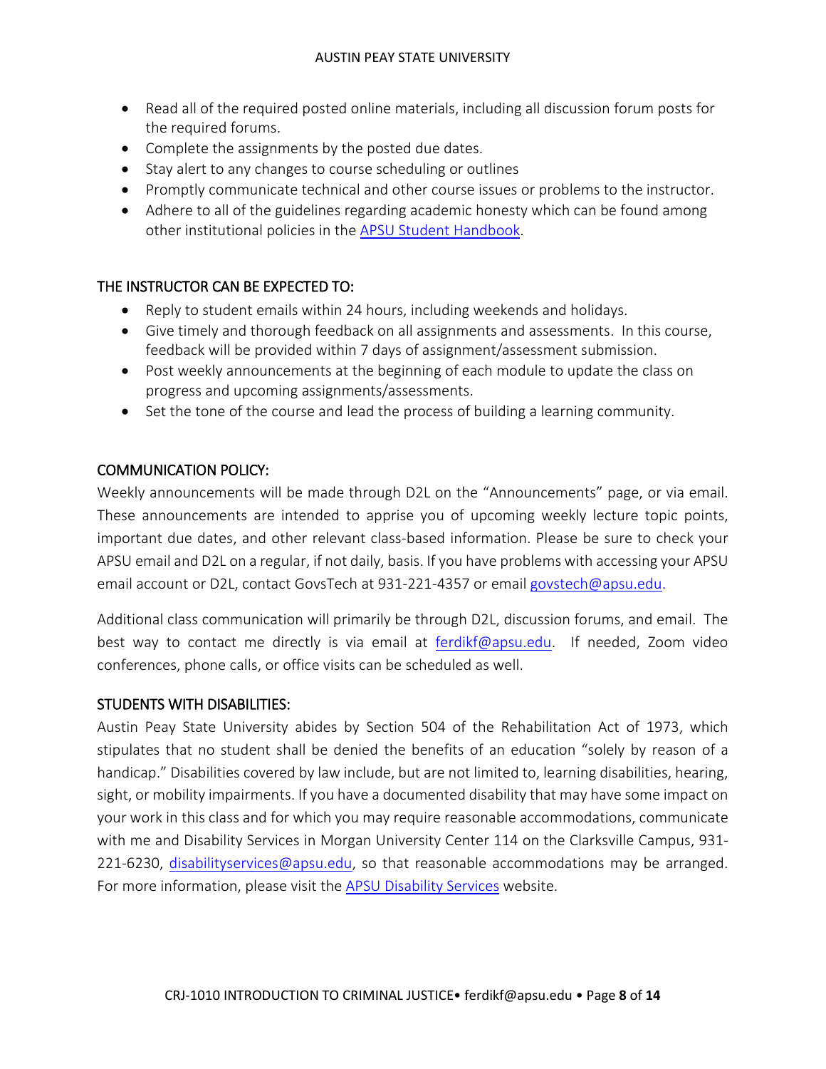- Read all of the required posted online materials, including all discussion forum posts for the required forums.
- Complete the assignments by the posted due dates.
- Stay alert to any changes to course scheduling or outlines
- Promptly communicate technical and other course issues or problems to the instructor.
- Adhere to all of the guidelines regarding academic honesty which can be found among other institutional policies in the [APSU Student Handbook](APSU Student Handbook).

## THE INSTRUCTOR CAN BE EXPECTED TO:

- Reply to student emails within 24 hours, including weekends and holidays.
- Give timely and thorough feedback on all assignments and assessments. In this course, feedback will be provided within 7 days of assignment/assessment submission.
- Post weekly announcements at the beginning of each module to update the class on progress and upcoming assignments/assessments.
- Set the tone of the course and lead the process of building a learning community.

## COMMUNICATION POLICY:

Weekly announcements will be made through D2L on the "Announcements" page, or via email. These announcements are intended to apprise you of upcoming weekly lecture topic points, important due dates, and other relevant class-based information. Please be sure to check your APSU email and D2L on a regular, if not daily, basis. If you have problems with accessing your APSU email account or D2L, contact GovsTech at 931-221-4357 or email govstech@apsu.edu.

Additional class communication will primarily be through D2L, discussion forums, and email. The best way to contact me directly is via email at ferdikf@apsu.edu. If needed, Zoom video conferences, phone calls, or office visits can be scheduled as well.

## STUDENTS WITH DISABILITIES:

Austin Peay State University abides by Section 504 of the Rehabilitation Act of 1973, which stipulates that no student shall be denied the benefits of an education "solely by reason of a handicap." Disabilities covered by law include, but are not limited to, learning disabilities, hearing, sight, or mobility impairments. If you have a documented disability that may have some impact on your work in this class and for which you may require reasonable accommodations, communicate with me and Disability Services in Morgan University Center 114 on the Clarksville Campus, 931-221-6230, disabilityservices@apsu.edu, so that reasonable accommodations may be arranged. For more information, please visit the APSU Disability Services website.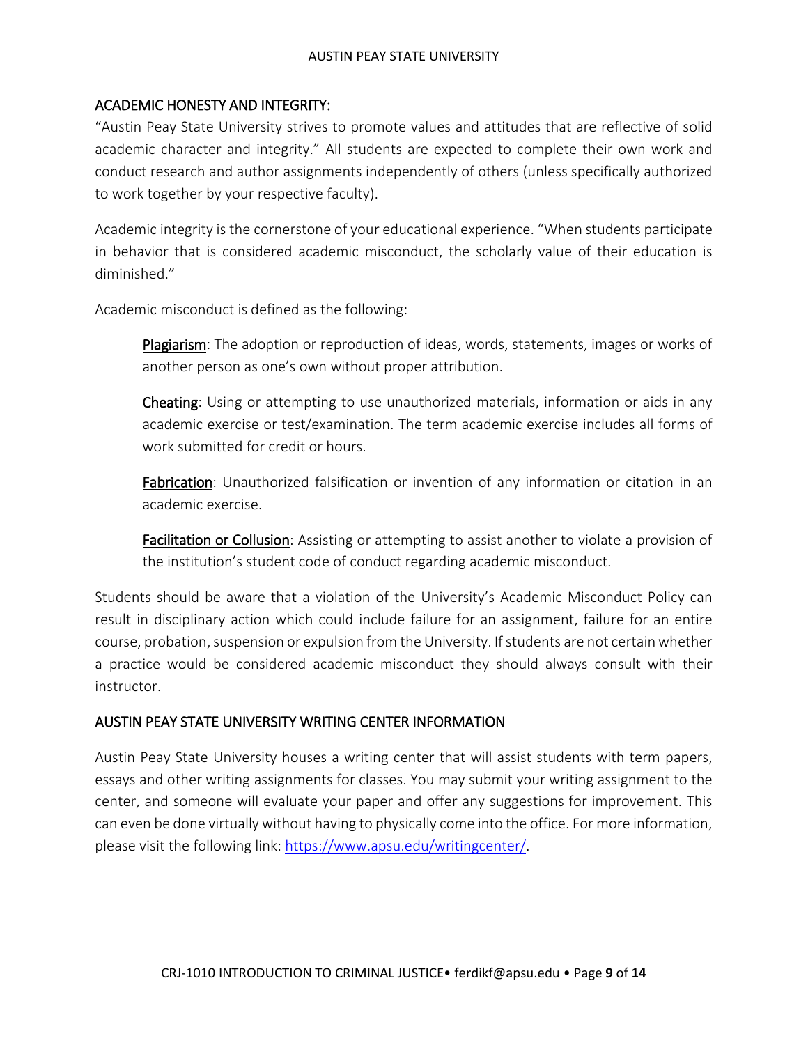## ACADEMIC HONESTY AND INTEGRITY:

"Austin Peay State University strives to promote values and attitudes that are reflective of solid academic character and integrity." All students are expected to complete their own work and conduct research and author assignments independently of others (unless specifically authorized to work together by your respective faculty).

Academic integrity is the cornerstone of your educational experience. "When students participate in behavior that is considered academic misconduct, the scholarly value of their education is diminished."

Academic misconduct is defined as the following:

> **Plagiarism**: The adoption or reproduction of ideas, words, statements, images or works of another person as one's own without proper attribution.
>
> **Cheating**: Using or attempting to use unauthorized materials, information or aids in any academic exercise or test/examination. The term academic exercise includes all forms of work submitted for credit or hours.
>
> **Fabrication**: Unauthorized falsification or invention of any information or citation in an academic exercise.
>
> **Facilitation or Collusion**: Assisting or attempting to assist another to violate a provision of the institution's student code of conduct regarding academic misconduct.

Students should be aware that a violation of the University's Academic Misconduct Policy can result in disciplinary action which could include failure for an assignment, failure for an entire course, probation, suspension or expulsion from the University. If students are not certain whether a practice would be considered academic misconduct they should always consult with their instructor.

## AUSTIN PEAY STATE UNIVERSITY WRITING CENTER INFORMATION

Austin Peay State University houses a writing center that will assist students with term papers, essays and other writing assignments for classes. You may submit your writing assignment to the center, and someone will evaluate your paper and offer any suggestions for improvement. This can even be done virtually without having to physically come into the office. For more information, please visit the following link: https://www.apsu.edu/writingcenter/.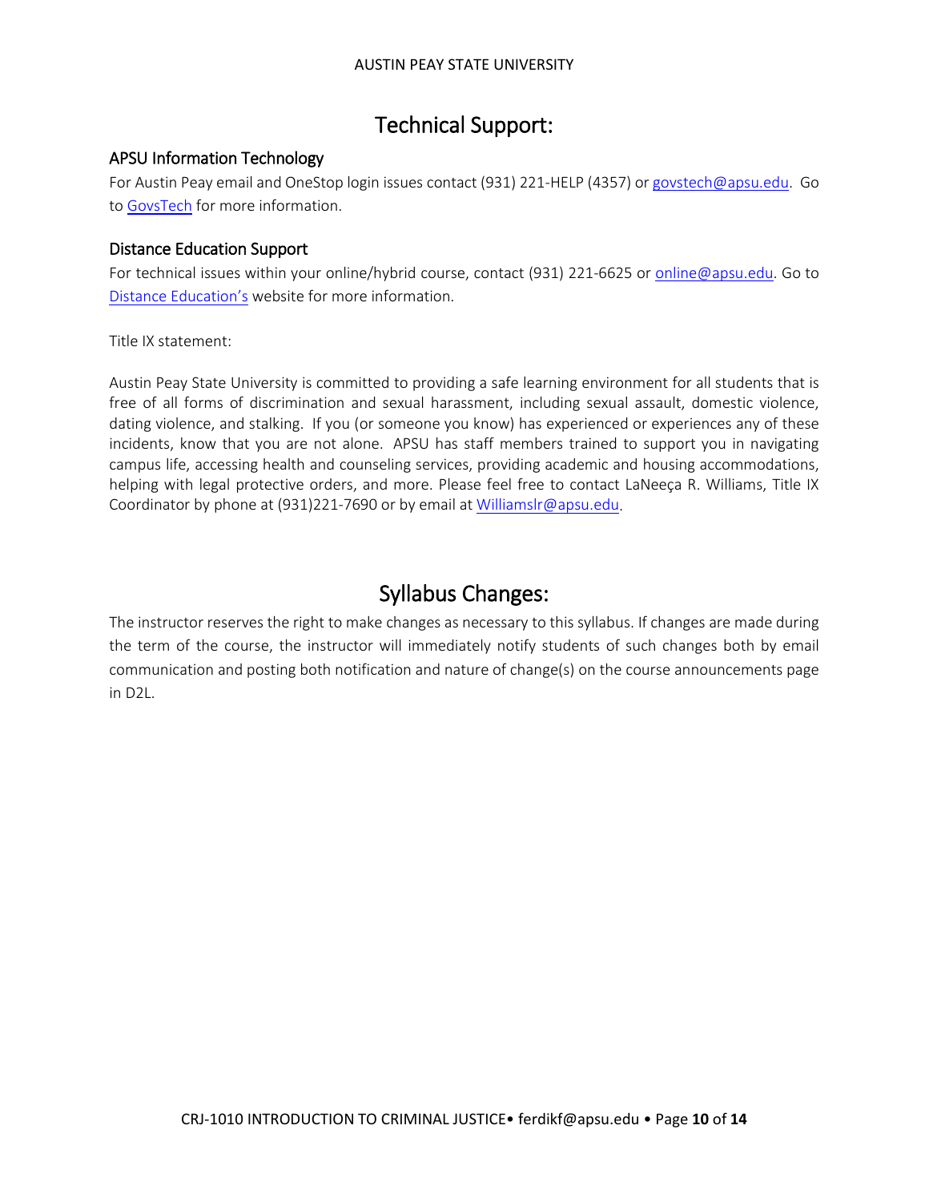# Technical Support:

### APSU Information Technology

For Austin Peay email and OneStop login issues contact (931) 221-HELP (4357) or govstech@apsu.edu. Go to GovsTech for more information.

### Distance Education Support

For technical issues within your online/hybrid course, contact (931) 221-6625 or online@apsu.edu. Go to Distance Education's website for more information.

Title IX statement:

Austin Peay State University is committed to providing a safe learning environment for all students that is free of all forms of discrimination and sexual harassment, including sexual assault, domestic violence, dating violence, and stalking. If you (or someone you know) has experienced or experiences any of these incidents, know that you are not alone. APSU has staff members trained to support you in navigating campus life, accessing health and counseling services, providing academic and housing accommodations, helping with legal protective orders, and more. Please feel free to contact LaNeeça R. Williams, Title IX Coordinator by phone at (931)221-7690 or by email at Williamslr@apsu.edu.

# Syllabus Changes:

The instructor reserves the right to make changes as necessary to this syllabus. If changes are made during the term of the course, the instructor will immediately notify students of such changes both by email communication and posting both notification and nature of change(s) on the course announcements page in D2L.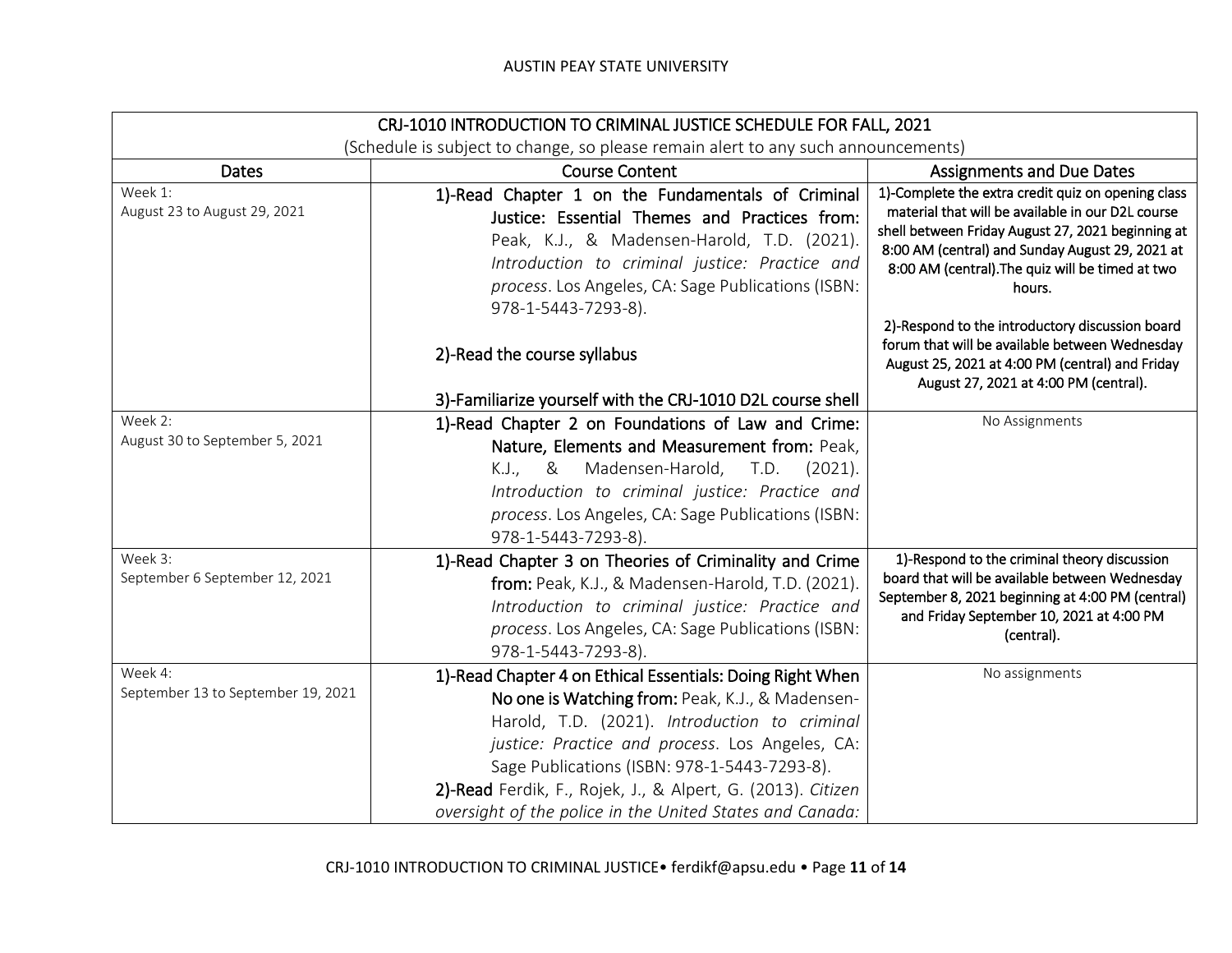| CRJ-1010 INTRODUCTION TO CRIMINAL JUSTICE SCHEDULE FOR FALL, 2021 (Schedule is subject to change, so please remain alert to any such announcements) | | |
|---|---|---|
| **Dates** | **Course Content** | **Assignments and Due Dates** |
| Week 1: August 23 to August 29, 2021 | 1)-Read Chapter 1 on the Fundamentals of Criminal Justice: Essential Themes and Practices from: Peak, K.J., & Madensen-Harold, T.D. (2021). *Introduction to criminal justice: Practice and process*. Los Angeles, CA: Sage Publications (ISBN: 978-1-5443-7293-8).<br><br>2)-Read the course syllabus<br><br>3)-Familiarize yourself with the CRJ-1010 D2L course shell | 1)-Complete the extra credit quiz on opening class material that will be available in our D2L course shell between Friday August 27, 2021 beginning at 8:00 AM (central) and Sunday August 29, 2021 at 8:00 AM (central).The quiz will be timed at two hours.<br><br>2)-Respond to the introductory discussion board forum that will be available between Wednesday August 25, 2021 at 4:00 PM (central) and Friday August 27, 2021 at 4:00 PM (central). |
| Week 2: August 30 to September 5, 2021 | 1)-Read Chapter 2 on Foundations of Law and Crime: Nature, Elements and Measurement from: Peak, K.J., & Madensen-Harold, T.D. (2021). *Introduction to criminal justice: Practice and process*. Los Angeles, CA: Sage Publications (ISBN: 978-1-5443-7293-8). | No Assignments |
| Week 3: September 6 September 12, 2021 | 1)-Read Chapter 3 on Theories of Criminality and Crime from: Peak, K.J., & Madensen-Harold, T.D. (2021). *Introduction to criminal justice: Practice and process*. Los Angeles, CA: Sage Publications (ISBN: 978-1-5443-7293-8). | 1)-Respond to the criminal theory discussion board that will be available between Wednesday September 8, 2021 beginning at 4:00 PM (central) and Friday September 10, 2021 at 4:00 PM (central). |
| Week 4: September 13 to September 19, 2021 | 1)-Read Chapter 4 on Ethical Essentials: Doing Right When No one is Watching from: Peak, K.J., & Madensen-Harold, T.D. (2021). *Introduction to criminal justice: Practice and process*. Los Angeles, CA: Sage Publications (ISBN: 978-1-5443-7293-8).<br>2)-Read Ferdik, F., Rojek, J., & Alpert, G. (2013). *Citizen oversight of the police in the United States and Canada:* | No assignments |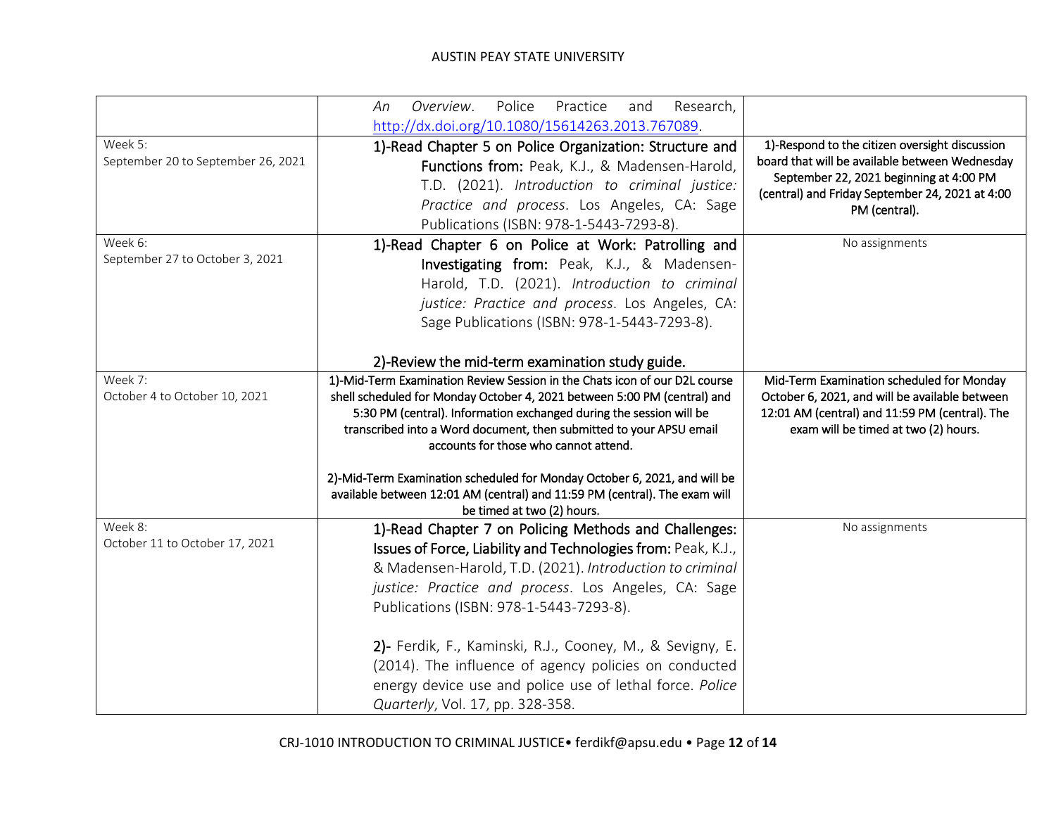| | | |
|---|---|---|
| | *An Overview*. Police Practice and Research, http://dx.doi.org/10.1080/15614263.2013.767089. | |
| Week 5:<br>September 20 to September 26, 2021 | 1)-Read Chapter 5 on Police Organization: Structure and Functions from: Peak, K.J., & Madensen-Harold, T.D. (2021). *Introduction to criminal justice: Practice and process*. Los Angeles, CA: Sage Publications (ISBN: 978-1-5443-7293-8). | 1)-Respond to the citizen oversight discussion board that will be available between Wednesday September 22, 2021 beginning at 4:00 PM (central) and Friday September 24, 2021 at 4:00 PM (central). |
| Week 6:<br>September 27 to October 3, 2021 | 1)-Read Chapter 6 on Police at Work: Patrolling and Investigating from: Peak, K.J., & Madensen-Harold, T.D. (2021). *Introduction to criminal justice: Practice and process*. Los Angeles, CA: Sage Publications (ISBN: 978-1-5443-7293-8).<br><br>2)-Review the mid-term examination study guide. | No assignments |
| Week 7:<br>October 4 to October 10, 2021 | 1)-Mid-Term Examination Review Session in the Chats icon of our D2L course shell scheduled for Monday October 4, 2021 between 5:00 PM (central) and 5:30 PM (central). Information exchanged during the session will be transcribed into a Word document, then submitted to your APSU email accounts for those who cannot attend.<br><br>2)-Mid-Term Examination scheduled for Monday October 6, 2021, and will be available between 12:01 AM (central) and 11:59 PM (central). The exam will be timed at two (2) hours. | Mid-Term Examination scheduled for Monday October 6, 2021, and will be available between 12:01 AM (central) and 11:59 PM (central). The exam will be timed at two (2) hours. |
| Week 8:<br>October 11 to October 17, 2021 | 1)-Read Chapter 7 on Policing Methods and Challenges: Issues of Force, Liability and Technologies from: Peak, K.J., & Madensen-Harold, T.D. (2021). *Introduction to criminal justice: Practice and process*. Los Angeles, CA: Sage Publications (ISBN: 978-1-5443-7293-8).<br><br>2)- Ferdik, F., Kaminski, R.J., Cooney, M., & Sevigny, E. (2014). The influence of agency policies on conducted energy device use and police use of lethal force. *Police Quarterly*, Vol. 17, pp. 328-358. | No assignments |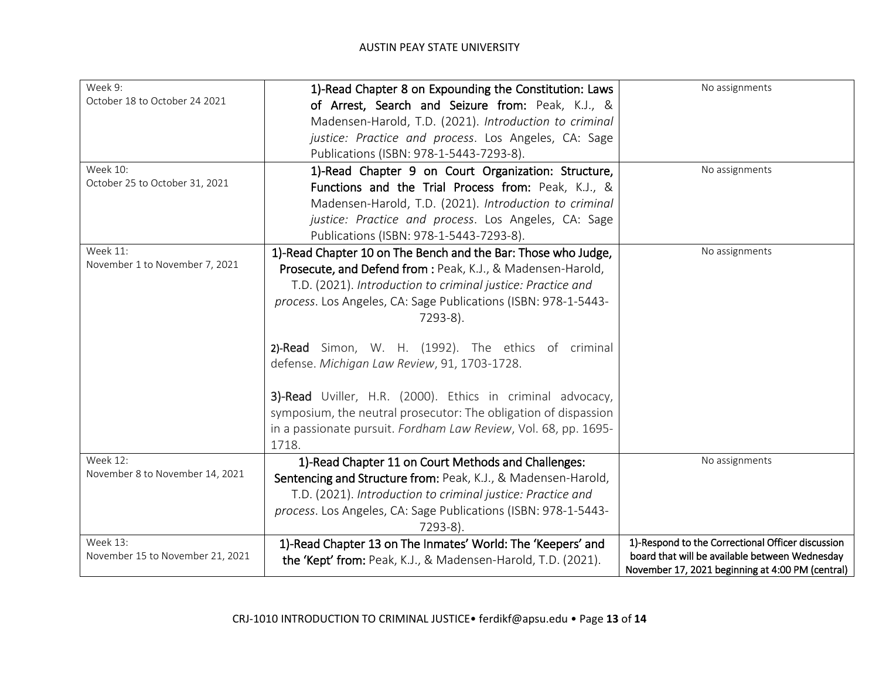| Week 9: October 18 to October 24 2021 | 1)-Read Chapter 8 on Expounding the Constitution: Laws of Arrest, Search and Seizure from: Peak, K.J., & Madensen-Harold, T.D. (2021). *Introduction to criminal justice: Practice and process*. Los Angeles, CA: Sage Publications (ISBN: 978-1-5443-7293-8). | No assignments |
|---|---|---|
| Week 10: October 25 to October 31, 2021 | 1)-Read Chapter 9 on Court Organization: Structure, Functions and the Trial Process from: Peak, K.J., & Madensen-Harold, T.D. (2021). *Introduction to criminal justice: Practice and process*. Los Angeles, CA: Sage Publications (ISBN: 978-1-5443-7293-8). | No assignments |
| Week 11: November 1 to November 7, 2021 | 1)-Read Chapter 10 on The Bench and the Bar: Those who Judge, Prosecute, and Defend from : Peak, K.J., & Madensen-Harold, T.D. (2021). *Introduction to criminal justice: Practice and process*. Los Angeles, CA: Sage Publications (ISBN: 978-1-5443-7293-8).<br><br>2)-Read Simon, W. H. (1992). The ethics of criminal defense. *Michigan Law Review*, 91, 1703-1728.<br><br>3)-Read Uviller, H.R. (2000). Ethics in criminal advocacy, symposium, the neutral prosecutor: The obligation of dispassion in a passionate pursuit. *Fordham Law Review*, Vol. 68, pp. 1695-1718. | No assignments |
| Week 12: November 8 to November 14, 2021 | 1)-Read Chapter 11 on Court Methods and Challenges: Sentencing and Structure from: Peak, K.J., & Madensen-Harold, T.D. (2021). *Introduction to criminal justice: Practice and process*. Los Angeles, CA: Sage Publications (ISBN: 978-1-5443-7293-8). | No assignments |
| Week 13: November 15 to November 21, 2021 | 1)-Read Chapter 13 on The Inmates' World: The 'Keepers' and the 'Kept' from: Peak, K.J., & Madensen-Harold, T.D. (2021). | 1)-Respond to the Correctional Officer discussion board that will be available between Wednesday November 17, 2021 beginning at 4:00 PM (central) |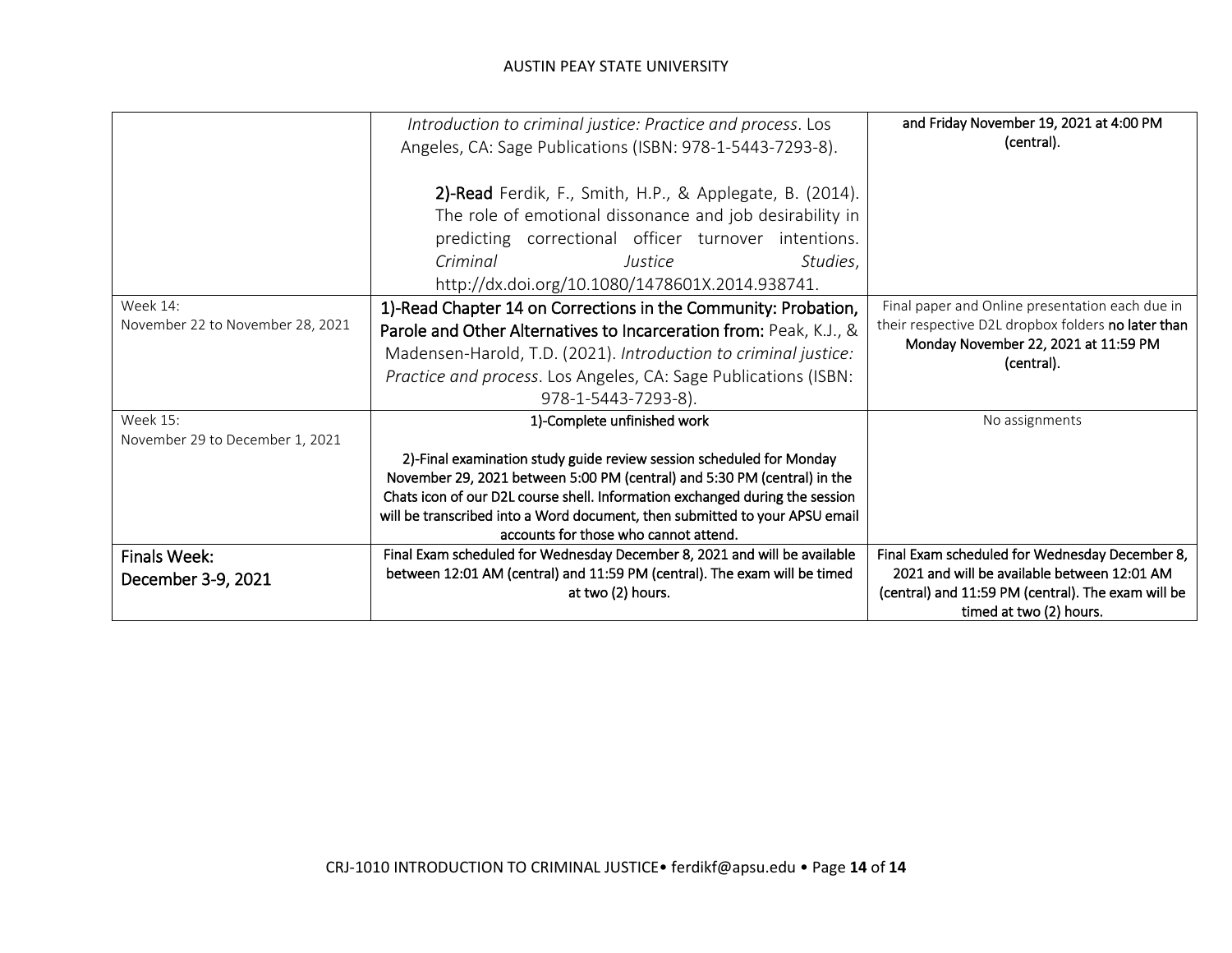| | | |
|---|---|---|
| | *Introduction to criminal justice: Practice and process*. Los Angeles, CA: Sage Publications (ISBN: 978-1-5443-7293-8).<br><br>**2)-Read** Ferdik, F., Smith, H.P., & Applegate, B. (2014). The role of emotional dissonance and job desirability in predicting correctional officer turnover intentions. *Criminal Justice Studies*, http://dx.doi.org/10.1080/1478601X.2014.938741. | **and Friday November 19, 2021 at 4:00 PM (central).** |
| Week 14:<br>November 22 to November 28, 2021 | **1)-Read Chapter 14 on Corrections in the Community: Probation, Parole and Other Alternatives to Incarceration from:** Peak, K.J., & Madensen-Harold, T.D. (2021). *Introduction to criminal justice: Practice and process*. Los Angeles, CA: Sage Publications (ISBN: 978-1-5443-7293-8). | Final paper and Online presentation each due in their respective D2L dropbox folders **no later than Monday November 22, 2021 at 11:59 PM (central).** |
| Week 15:<br>November 29 to December 1, 2021 | **1)-Complete unfinished work**<br><br>**2)-Final examination study guide review session scheduled for Monday November 29, 2021 between 5:00 PM (central) and 5:30 PM (central) in the Chats icon of our D2L course shell. Information exchanged during the session will be transcribed into a Word document, then submitted to your APSU email accounts for those who cannot attend.** | No assignments |
| Finals Week:<br>December 3-9, 2021 | **Final Exam scheduled for Wednesday December 8, 2021 and will be available between 12:01 AM (central) and 11:59 PM (central). The exam will be timed at two (2) hours.** | **Final Exam scheduled for Wednesday December 8, 2021 and will be available between 12:01 AM (central) and 11:59 PM (central). The exam will be timed at two (2) hours.** |